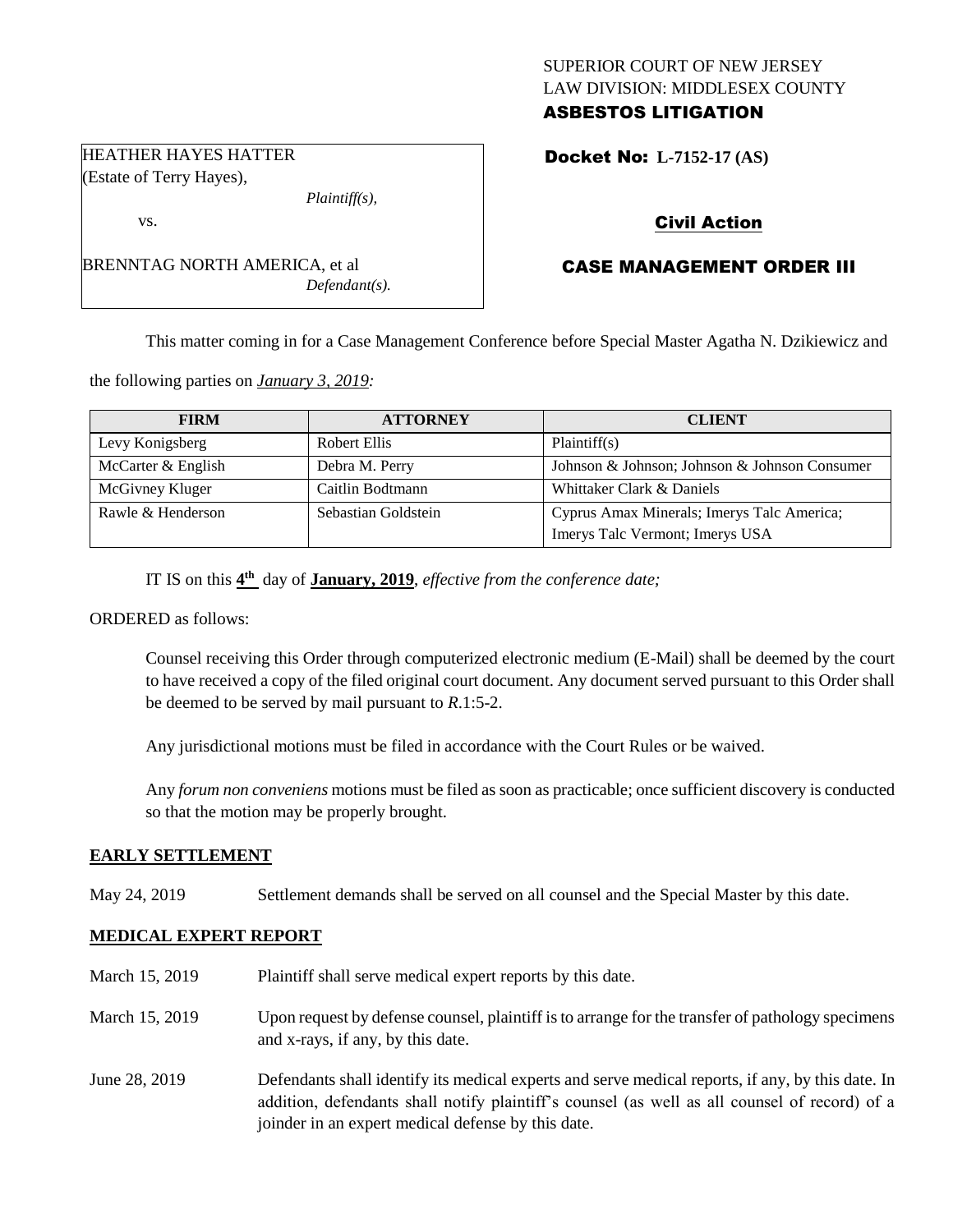SUPERIOR COURT OF NEW JERSEY
LAW DIVISION: MIDDLESEX COUNTY
**ASBESTOS LITIGATION**

HEATHER HAYES HATTER
(Estate of Terry Hayes),
*Plaintiff(s),*

vs.

BRENNTAG NORTH AMERICA, et al
*Defendant(s).*

**Docket No: L-7152-17 (AS)**

**Civil Action**

**CASE MANAGEMENT ORDER III**

This matter coming in for a Case Management Conference before Special Master Agatha N. Dzikiewicz and the following parties on *January 3, 2019:*

| FIRM | ATTORNEY | CLIENT |
|---|---|---|
| Levy Konigsberg | Robert Ellis | Plaintiff(s) |
| McCarter & English | Debra M. Perry | Johnson & Johnson; Johnson & Johnson Consumer |
| McGivney Kluger | Caitlin Bodtmann | Whittaker Clark & Daniels |
| Rawle & Henderson | Sebastian Goldstein | Cyprus Amax Minerals; Imerys Talc America; Imerys Talc Vermont; Imerys USA |

IT IS on this **4th** day of **January, 2019**, *effective from the conference date;*

ORDERED as follows:

Counsel receiving this Order through computerized electronic medium (E-Mail) shall be deemed by the court to have received a copy of the filed original court document. Any document served pursuant to this Order shall be deemed to be served by mail pursuant to *R*.1:5-2.

Any jurisdictional motions must be filed in accordance with the Court Rules or be waived.

Any *forum non conveniens* motions must be filed as soon as practicable; once sufficient discovery is conducted so that the motion may be properly brought.

**EARLY SETTLEMENT**

May 24, 2019 Settlement demands shall be served on all counsel and the Special Master by this date.

**MEDICAL EXPERT REPORT**

March 15, 2019 Plaintiff shall serve medical expert reports by this date.

March 15, 2019 Upon request by defense counsel, plaintiff is to arrange for the transfer of pathology specimens and x-rays, if any, by this date.

June 28, 2019 Defendants shall identify its medical experts and serve medical reports, if any, by this date. In addition, defendants shall notify plaintiff's counsel (as well as all counsel of record) of a joinder in an expert medical defense by this date.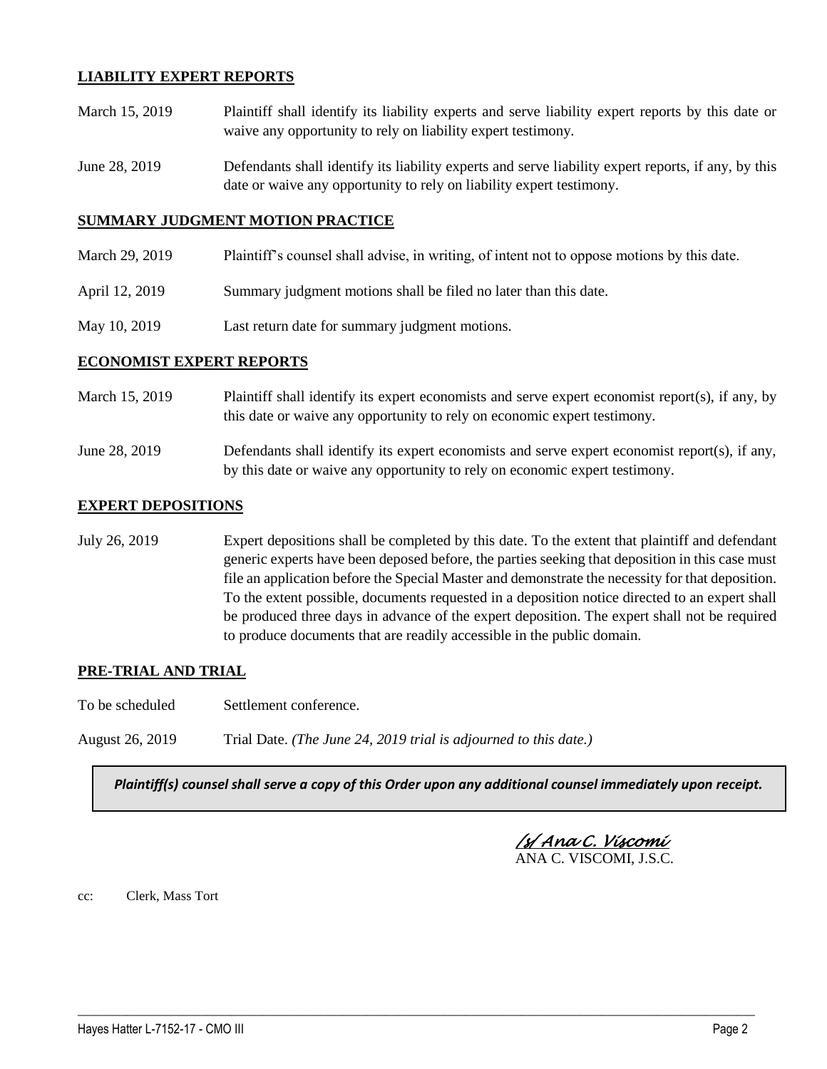## LIABILITY EXPERT REPORTS

| | |
|---|---|
| March 15, 2019 | Plaintiff shall identify its liability experts and serve liability expert reports by this date or waive any opportunity to rely on liability expert testimony. |
| June 28, 2019 | Defendants shall identify its liability experts and serve liability expert reports, if any, by this date or waive any opportunity to rely on liability expert testimony. |

## SUMMARY JUDGMENT MOTION PRACTICE

| | |
|---|---|
| March 29, 2019 | Plaintiff's counsel shall advise, in writing, of intent not to oppose motions by this date. |
| April 12, 2019 | Summary judgment motions shall be filed no later than this date. |
| May 10, 2019 | Last return date for summary judgment motions. |

## ECONOMIST EXPERT REPORTS

| | |
|---|---|
| March 15, 2019 | Plaintiff shall identify its expert economists and serve expert economist report(s), if any, by this date or waive any opportunity to rely on economic expert testimony. |
| June 28, 2019 | Defendants shall identify its expert economists and serve expert economist report(s), if any, by this date or waive any opportunity to rely on economic expert testimony. |

## EXPERT DEPOSITIONS

| | |
|---|---|
| July 26, 2019 | Expert depositions shall be completed by this date. To the extent that plaintiff and defendant generic experts have been deposed before, the parties seeking that deposition in this case must file an application before the Special Master and demonstrate the necessity for that deposition. To the extent possible, documents requested in a deposition notice directed to an expert shall be produced three days in advance of the expert deposition. The expert shall not be required to produce documents that are readily accessible in the public domain. |

## PRE-TRIAL AND TRIAL

| | |
|---|---|
| To be scheduled | Settlement conference. |
| August 26, 2019 | Trial Date. *(The June 24, 2019 trial is adjourned to this date.)* |

***Plaintiff(s) counsel shall serve a copy of this Order upon any additional counsel immediately upon receipt.***

*/s/ Ana C. Viscomi*
ANA C. VISCOMI, J.S.C.

cc: Clerk, Mass Tort